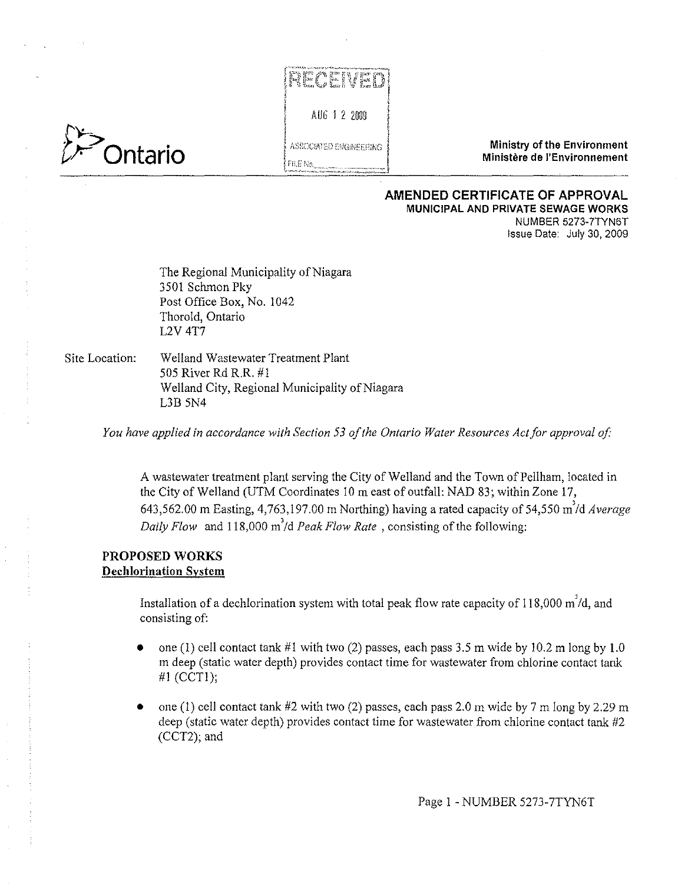RECEIVED

AUG 1 2 2009

ASSOCIATED ENGINEERING

FILE No.

Ontario

Ministry of the Environment
Ministère de l'Environnement

# AMENDED CERTIFICATE OF APPROVAL
## MUNICIPAL AND PRIVATE SEWAGE WORKS

NUMBER 5273-7TYN6T
Issue Date: July 30, 2009

The Regional Municipality of Niagara
3501 Schmon Pky
Post Office Box, No. 1042
Thorold, Ontario
L2V 4T7

Site Location: Welland Wastewater Treatment Plant
505 River Rd R.R. #1
Welland City, Regional Municipality of Niagara
L3B 5N4

*You have applied in accordance with Section 53 of the Ontario Water Resources Act for approval of:*

A wastewater treatment plant serving the City of Welland and the Town of Pelham, located in the City of Welland (UTM Coordinates 10 m east of outfall: NAD 83; within Zone 17, 643,562.00 m Easting, 4,763,197.00 m Northing) having a rated capacity of 54,550 $m^3$/d *Average Daily Flow* and 118,000 $m^3$/d *Peak Flow Rate* , consisting of the following:

**PROPOSED WORKS**

**Dechlorination System**

Installation of a dechlorination system with total peak flow rate capacity of 118,000 $m^3$/d, and consisting of:

- one (1) cell contact tank #1 with two (2) passes, each pass 3.5 m wide by 10.2 m long by 1.0 m deep (static water depth) provides contact time for wastewater from chlorine contact tank #1 (CCT1);
- one (1) cell contact tank #2 with two (2) passes, each pass 2.0 m wide by 7 m long by 2.29 m deep (static water depth) provides contact time for wastewater from chlorine contact tank #2 (CCT2); and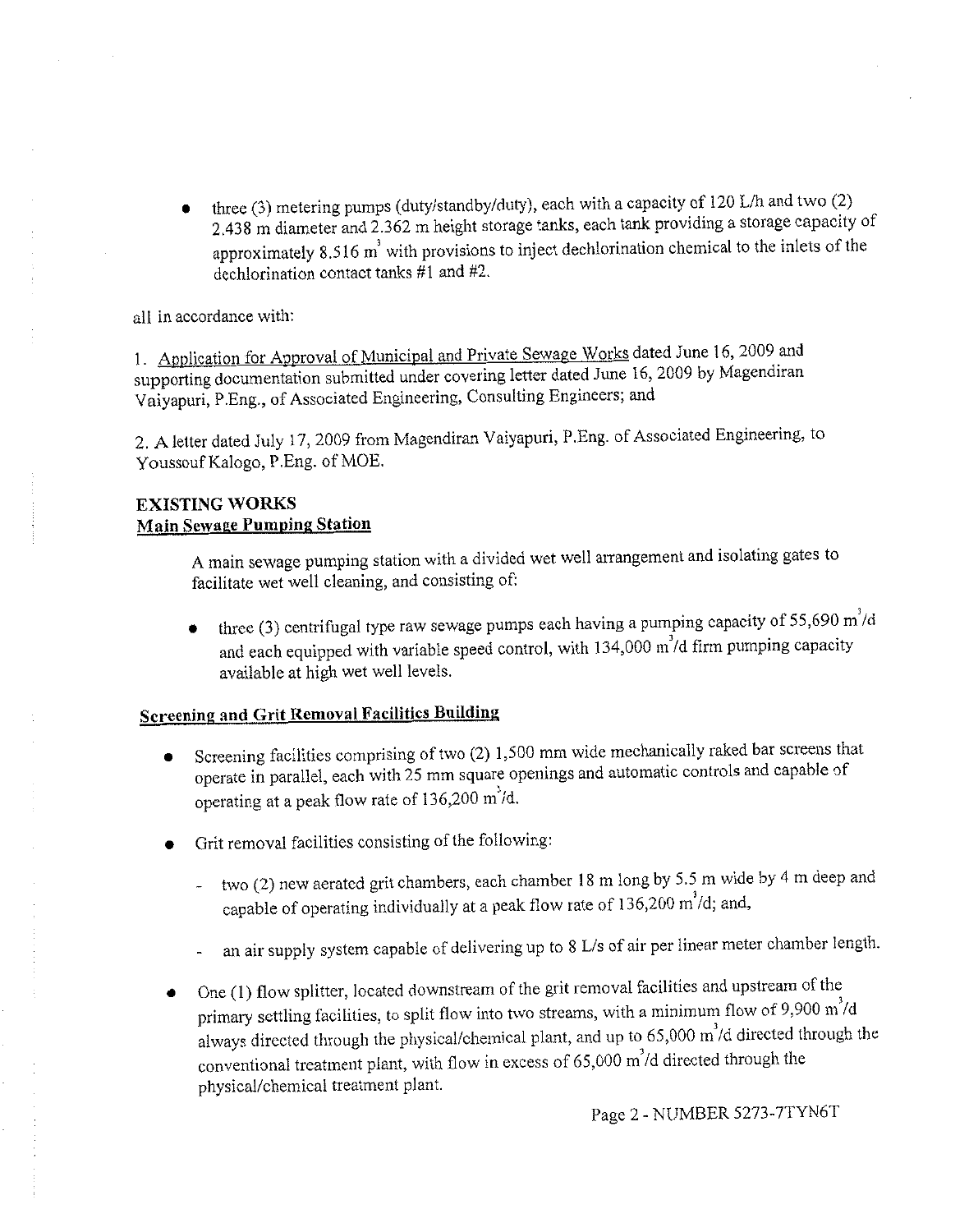- three (3) metering pumps (duty/standby/duty), each with a capacity of 120 L/h and two (2) 2.438 m diameter and 2.362 m height storage tanks, each tank providing a storage capacity of approximately 8.516 $m^3$ with provisions to inject dechlorination chemical to the inlets of the dechlorination contact tanks #1 and #2.

all in accordance with:

1. Application for Approval of Municipal and Private Sewage Works dated June 16, 2009 and supporting documentation submitted under covering letter dated June 16, 2009 by Magendiran Vaiyapuri, P.Eng., of Associated Engineering, Consulting Engineers; and

2. A letter dated July 17, 2009 from Magendiran Vaiyapuri, P.Eng. of Associated Engineering, to Youssouf Kalogo, P.Eng. of MOE.

## EXISTING WORKS

### Main Sewage Pumping Station

A main sewage pumping station with a divided wet well arrangement and isolating gates to facilitate wet well cleaning, and consisting of:

- three (3) centrifugal type raw sewage pumps each having a pumping capacity of 55,690 $m^3/d$ and each equipped with variable speed control, with 134,000 $m^3/d$ firm pumping capacity available at high wet well levels.

### Screening and Grit Removal Facilities Building

- Screening facilities comprising of two (2) 1,500 mm wide mechanically raked bar screens that operate in parallel, each with 25 mm square openings and automatic controls and capable of operating at a peak flow rate of 136,200 $m^3/d$.

- Grit removal facilities consisting of the following:
  - two (2) new aerated grit chambers, each chamber 18 m long by 5.5 m wide by 4 m deep and capable of operating individually at a peak flow rate of 136,200 $m^3/d$; and,
  - an air supply system capable of delivering up to 8 L/s of air per linear meter chamber length.

- One (1) flow splitter, located downstream of the grit removal facilities and upstream of the primary settling facilities, to split flow into two streams, with a minimum flow of 9,900 $m^3/d$ always directed through the physical/chemical plant, and up to 65,000 $m^3/d$ directed through the conventional treatment plant, with flow in excess of 65,000 $m^3/d$ directed through the physical/chemical treatment plant.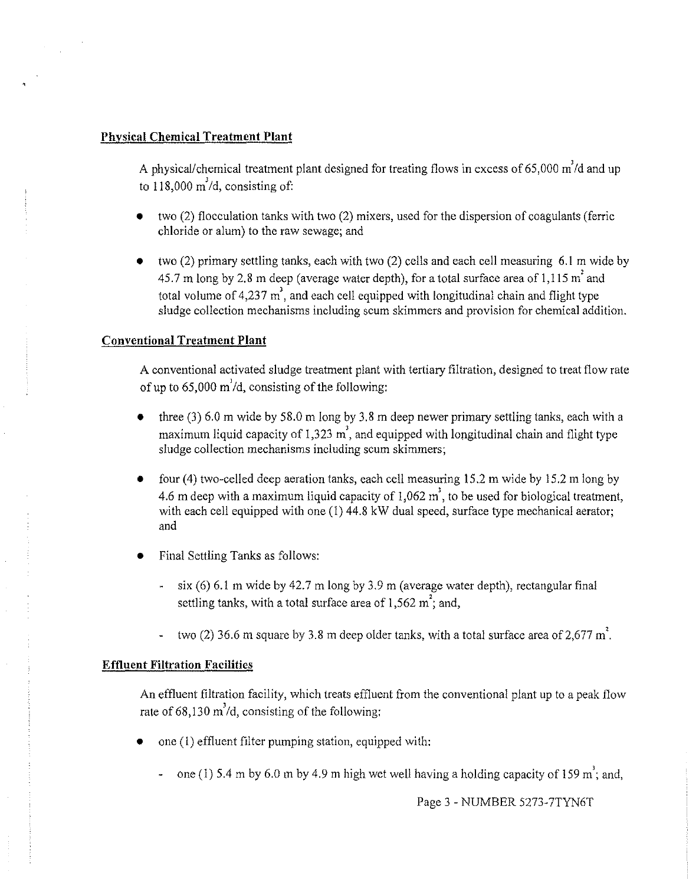**Physical Chemical Treatment Plant**

A physical/chemical treatment plant designed for treating flows in excess of 65,000 $m^3$/d and up to 118,000 $m^3$/d, consisting of:

- two (2) flocculation tanks with two (2) mixers, used for the dispersion of coagulants (ferric chloride or alum) to the raw sewage; and
- two (2) primary settling tanks, each with two (2) cells and each cell measuring 6.1 m wide by 45.7 m long by 2.8 m deep (average water depth), for a total surface area of 1,115 $m^2$ and total volume of 4,237 $m^3$, and each cell equipped with longitudinal chain and flight type sludge collection mechanisms including scum skimmers and provision for chemical addition.

**Conventional Treatment Plant**

A conventional activated sludge treatment plant with tertiary filtration, designed to treat flow rate of up to 65,000 $m^3$/d, consisting of the following:

- three (3) 6.0 m wide by 58.0 m long by 3.8 m deep newer primary settling tanks, each with a maximum liquid capacity of 1,323 $m^3$, and equipped with longitudinal chain and flight type sludge collection mechanisms including scum skimmers;
- four (4) two-celled deep aeration tanks, each cell measuring 15.2 m wide by 15.2 m long by 4.6 m deep with a maximum liquid capacity of 1,062 $m^3$, to be used for biological treatment, with each cell equipped with one (1) 44.8 kW dual speed, surface type mechanical aerator; and
- Final Settling Tanks as follows:
  - six (6) 6.1 m wide by 42.7 m long by 3.9 m (average water depth), rectangular final settling tanks, with a total surface area of 1,562 $m^2$; and,
  - two (2) 36.6 m square by 3.8 m deep older tanks, with a total surface area of 2,677 $m^2$.

**Effluent Filtration Facilities**

An effluent filtration facility, which treats effluent from the conventional plant up to a peak flow rate of 68,130 $m^3$/d, consisting of the following:

- one (1) effluent filter pumping station, equipped with:
  - one (1) 5.4 m by 6.0 m by 4.9 m high wet well having a holding capacity of 159 $m^3$; and,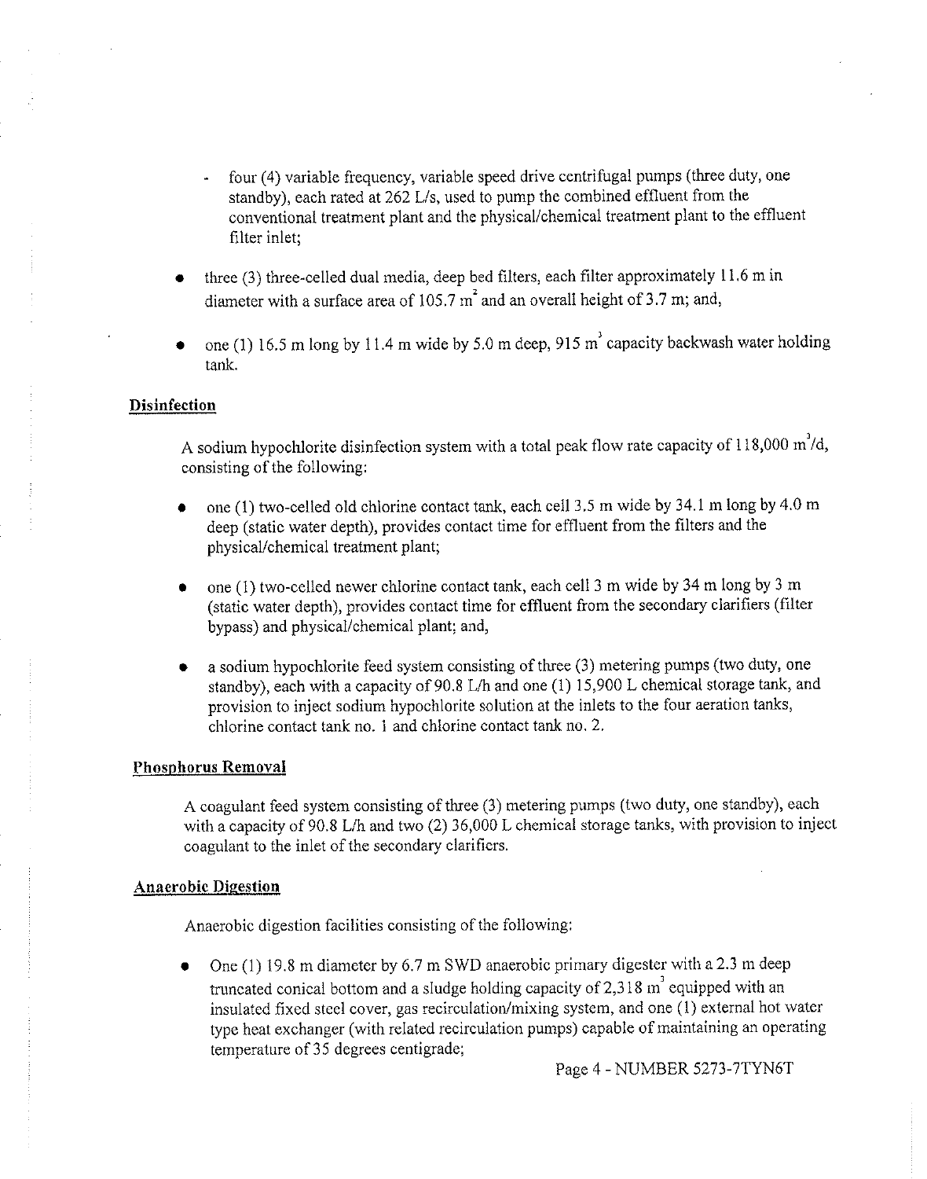- four (4) variable frequency, variable speed drive centrifugal pumps (three duty, one standby), each rated at 262 L/s, used to pump the combined effluent from the conventional treatment plant and the physical/chemical treatment plant to the effluent filter inlet;

- three (3) three-celled dual media, deep bed filters, each filter approximately 11.6 m in diameter with a surface area of 105.7 $m^2$ and an overall height of 3.7 m; and,

- one (1) 16.5 m long by 11.4 m wide by 5.0 m deep, 915 $m^3$ capacity backwash water holding tank.

**Disinfection**

A sodium hypochlorite disinfection system with a total peak flow rate capacity of 118,000 $m^3/d$, consisting of the following:

- one (1) two-celled old chlorine contact tank, each cell 3.5 m wide by 34.1 m long by 4.0 m deep (static water depth), provides contact time for effluent from the filters and the physical/chemical treatment plant;

- one (1) two-celled newer chlorine contact tank, each cell 3 m wide by 34 m long by 3 m (static water depth), provides contact time for effluent from the secondary clarifiers (filter bypass) and physical/chemical plant; and,

- a sodium hypochlorite feed system consisting of three (3) metering pumps (two duty, one standby), each with a capacity of 90.8 L/h and one (1) 15,900 L chemical storage tank, and provision to inject sodium hypochlorite solution at the inlets to the four aeration tanks, chlorine contact tank no. 1 and chlorine contact tank no. 2.

**Phosphorus Removal**

A coagulant feed system consisting of three (3) metering pumps (two duty, one standby), each with a capacity of 90.8 L/h and two (2) 36,000 L chemical storage tanks, with provision to inject coagulant to the inlet of the secondary clarifiers.

**Anaerobic Digestion**

Anaerobic digestion facilities consisting of the following:

- One (1) 19.8 m diameter by 6.7 m SWD anaerobic primary digester with a 2.3 m deep truncated conical bottom and a sludge holding capacity of 2,318 $m^3$ equipped with an insulated fixed steel cover, gas recirculation/mixing system, and one (1) external hot water type heat exchanger (with related recirculation pumps) capable of maintaining an operating temperature of 35 degrees centigrade;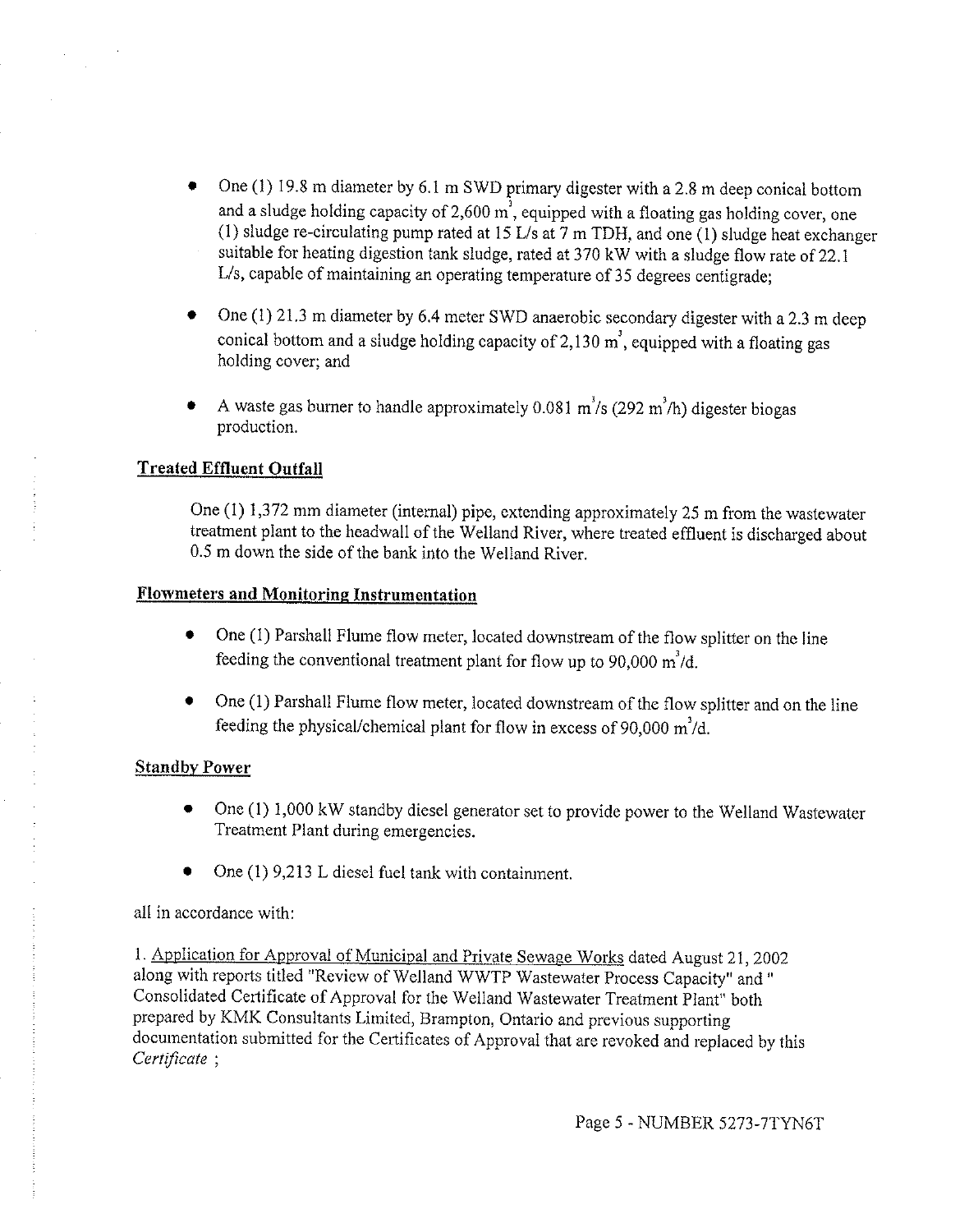- One (1) 19.8 m diameter by 6.1 m SWD primary digester with a 2.8 m deep conical bottom and a sludge holding capacity of 2,600 $m^3$, equipped with a floating gas holding cover, one (1) sludge re-circulating pump rated at 15 L/s at 7 m TDH, and one (1) sludge heat exchanger suitable for heating digestion tank sludge, rated at 370 kW with a sludge flow rate of 22.1 L/s, capable of maintaining an operating temperature of 35 degrees centigrade;

- One (1) 21.3 m diameter by 6.4 meter SWD anaerobic secondary digester with a 2.3 m deep conical bottom and a sludge holding capacity of 2,130 $m^3$, equipped with a floating gas holding cover; and

- A waste gas burner to handle approximately 0.081 $m^3/s$ (292 $m^3/h$) digester biogas production.

**Treated Effluent Outfall**

One (1) 1,372 mm diameter (internal) pipe, extending approximately 25 m from the wastewater treatment plant to the headwall of the Welland River, where treated effluent is discharged about 0.5 m down the side of the bank into the Welland River.

**Flowmeters and Monitoring Instrumentation**

- One (1) Parshall Flume flow meter, located downstream of the flow splitter on the line feeding the conventional treatment plant for flow up to 90,000 $m^3/d$.

- One (1) Parshall Flume flow meter, located downstream of the flow splitter and on the line feeding the physical/chemical plant for flow in excess of 90,000 $m^3/d$.

**Standby Power**

- One (1) 1,000 kW standby diesel generator set to provide power to the Welland Wastewater Treatment Plant during emergencies.

- One (1) 9,213 L diesel fuel tank with containment.

all in accordance with:

1. Application for Approval of Municipal and Private Sewage Works dated August 21, 2002 along with reports titled "Review of Welland WWTP Wastewater Process Capacity" and " Consolidated Certificate of Approval for the Welland Wastewater Treatment Plant" both prepared by KMK Consultants Limited, Brampton, Ontario and previous supporting documentation submitted for the Certificates of Approval that are revoked and replaced by this *Certificate* ;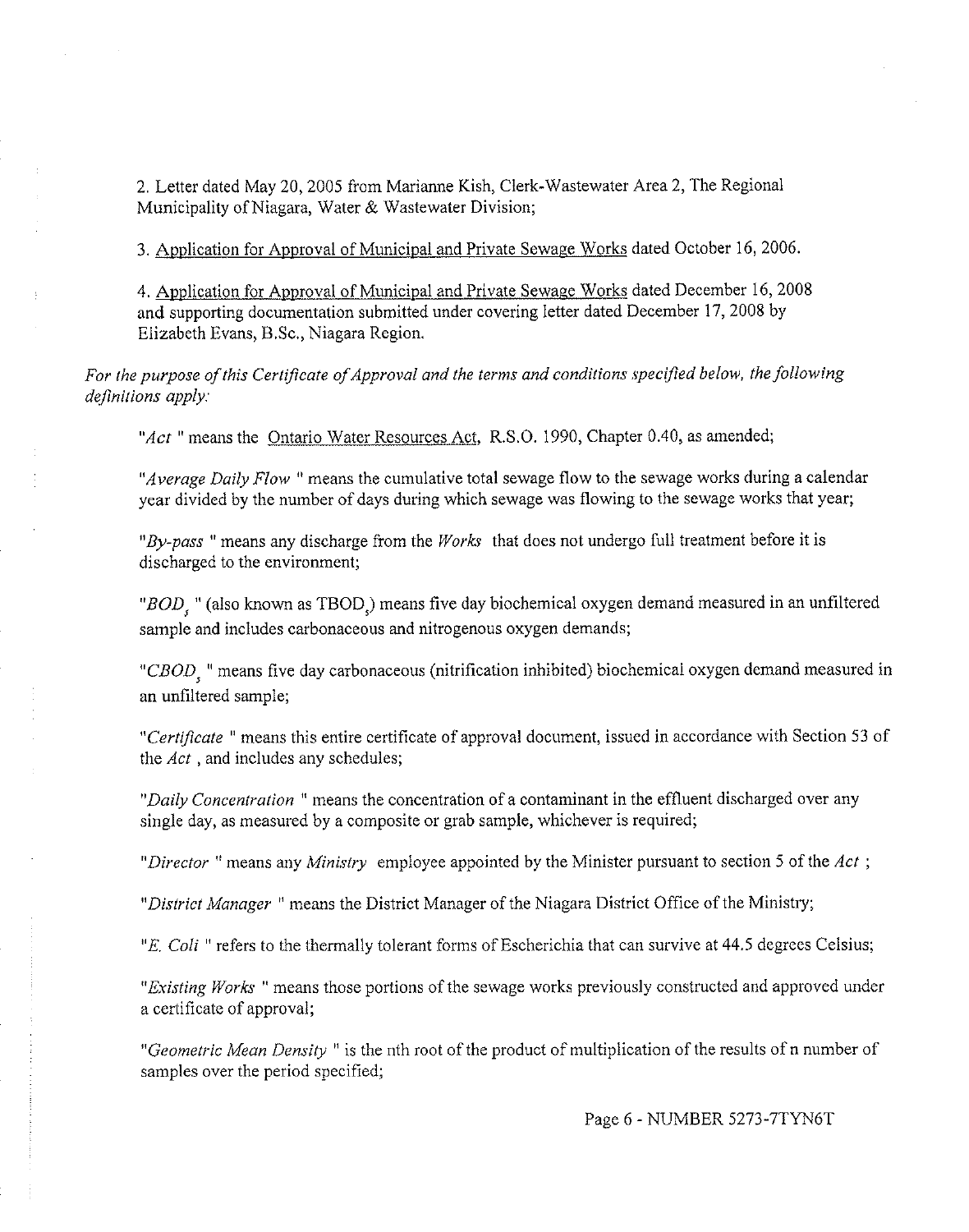2. Letter dated May 20, 2005 from Marianne Kish, Clerk-Wastewater Area 2, The Regional Municipality of Niagara, Water & Wastewater Division;

3. Application for Approval of Municipal and Private Sewage Works dated October 16, 2006.

4. Application for Approval of Municipal and Private Sewage Works dated December 16, 2008 and supporting documentation submitted under covering letter dated December 17, 2008 by Elizabeth Evans, B.Sc., Niagara Region.

*For the purpose of this Certificate of Approval and the terms and conditions specified below, the following definitions apply:*

"*Act* " means the Ontario Water Resources Act, R.S.O. 1990, Chapter 0.40, as amended;

"*Average Daily Flow* " means the cumulative total sewage flow to the sewage works during a calendar year divided by the number of days during which sewage was flowing to the sewage works that year;

"*By-pass* " means any discharge from the *Works* that does not undergo full treatment before it is discharged to the environment;

"*$BOD_5$* " (also known as $TBOD_5$) means five day biochemical oxygen demand measured in an unfiltered sample and includes carbonaceous and nitrogenous oxygen demands;

"*$CBOD_5$* " means five day carbonaceous (nitrification inhibited) biochemical oxygen demand measured in an unfiltered sample;

"*Certificate* " means this entire certificate of approval document, issued in accordance with Section 53 of the *Act* , and includes any schedules;

"*Daily Concentration* " means the concentration of a contaminant in the effluent discharged over any single day, as measured by a composite or grab sample, whichever is required;

"*Director* " means any *Ministry* employee appointed by the Minister pursuant to section 5 of the *Act* ;

"*District Manager* " means the District Manager of the Niagara District Office of the Ministry;

"*E. Coli* " refers to the thermally tolerant forms of Escherichia that can survive at 44.5 degrees Celsius;

"*Existing Works* " means those portions of the sewage works previously constructed and approved under a certificate of approval;

"*Geometric Mean Density* " is the nth root of the product of multiplication of the results of n number of samples over the period specified;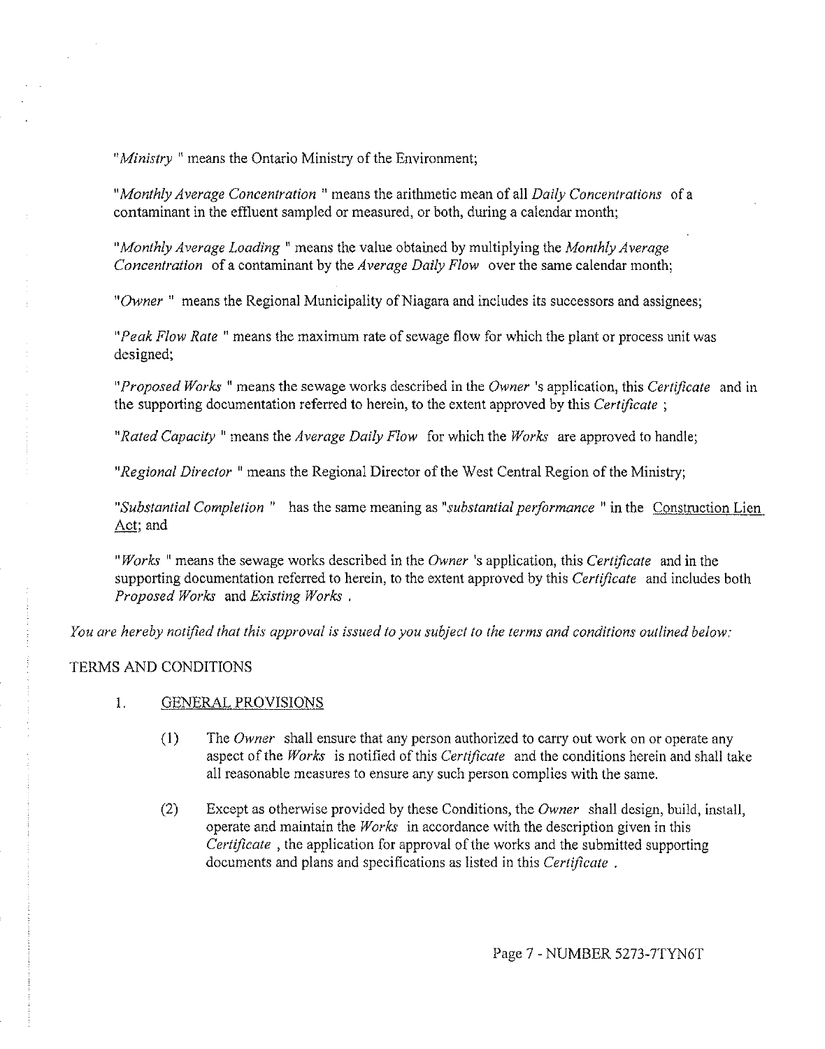"*Ministry* " means the Ontario Ministry of the Environment;

"*Monthly Average Concentration* " means the arithmetic mean of all *Daily Concentrations* of a contaminant in the effluent sampled or measured, or both, during a calendar month;

"*Monthly Average Loading* " means the value obtained by multiplying the *Monthly Average Concentration* of a contaminant by the *Average Daily Flow* over the same calendar month;

"*Owner* " means the Regional Municipality of Niagara and includes its successors and assignees;

"*Peak Flow Rate* " means the maximum rate of sewage flow for which the plant or process unit was designed;

"*Proposed Works* " means the sewage works described in the *Owner* 's application, this *Certificate* and in the supporting documentation referred to herein, to the extent approved by this *Certificate* ;

"*Rated Capacity* " means the *Average Daily Flow* for which the *Works* are approved to handle;

"*Regional Director* " means the Regional Director of the West Central Region of the Ministry;

"*Substantial Completion* " has the same meaning as "*substantial performance* " in the <u>Construction Lien Act</u>; and

"*Works* " means the sewage works described in the *Owner* 's application, this *Certificate* and in the supporting documentation referred to herein, to the extent approved by this *Certificate* and includes both *Proposed Works* and *Existing Works* .

*You are hereby notified that this approval is issued to you subject to the terms and conditions outlined below:*

TERMS AND CONDITIONS

1. <u>GENERAL PROVISIONS</u>

   (1) The *Owner* shall ensure that any person authorized to carry out work on or operate any aspect of the *Works* is notified of this *Certificate* and the conditions herein and shall take all reasonable measures to ensure any such person complies with the same.

   (2) Except as otherwise provided by these Conditions, the *Owner* shall design, build, install, operate and maintain the *Works* in accordance with the description given in this *Certificate* , the application for approval of the works and the submitted supporting documents and plans and specifications as listed in this *Certificate* .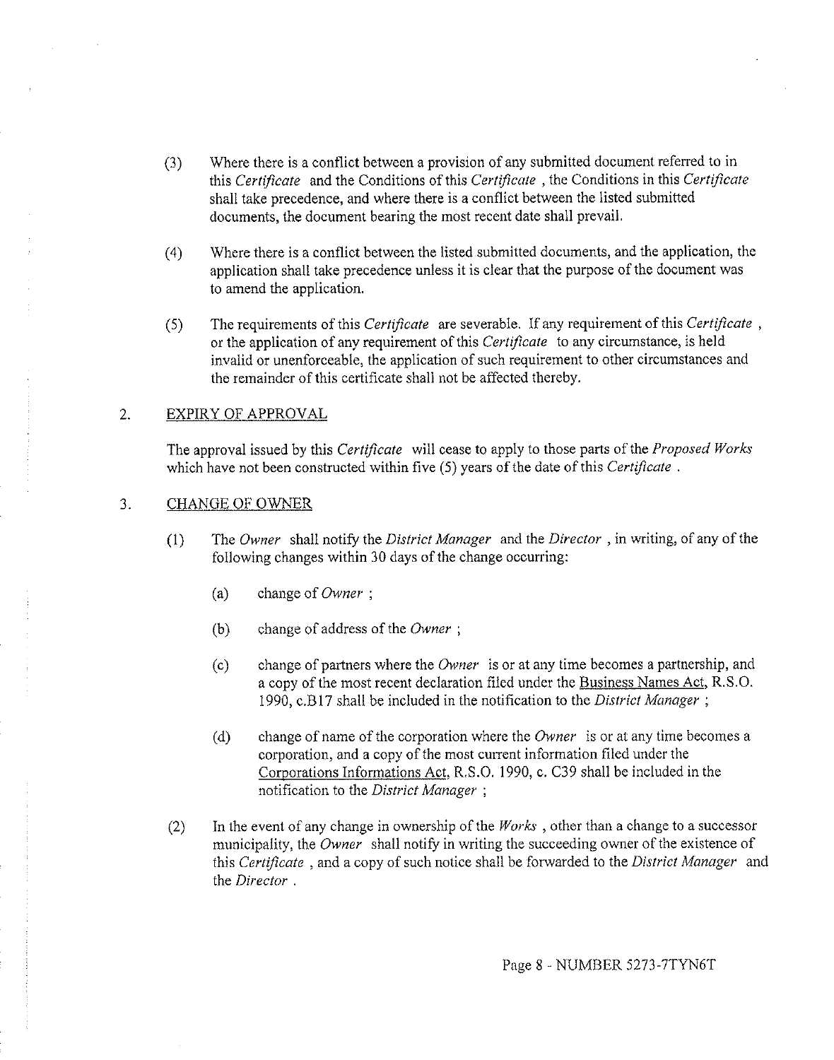(3) Where there is a conflict between a provision of any submitted document referred to in this *Certificate* and the Conditions of this *Certificate* , the Conditions in this *Certificate* shall take precedence, and where there is a conflict between the listed submitted documents, the document bearing the most recent date shall prevail.

(4) Where there is a conflict between the listed submitted documents, and the application, the application shall take precedence unless it is clear that the purpose of the document was to amend the application.

(5) The requirements of this *Certificate* are severable. If any requirement of this *Certificate* , or the application of any requirement of this *Certificate* to any circumstance, is held invalid or unenforceable, the application of such requirement to other circumstances and the remainder of this certificate shall not be affected thereby.

2. <u>EXPIRY OF APPROVAL</u>

The approval issued by this *Certificate* will cease to apply to those parts of the *Proposed Works* which have not been constructed within five (5) years of the date of this *Certificate* .

3. <u>CHANGE OF OWNER</u>

(1) The *Owner* shall notify the *District Manager* and the *Director* , in writing, of any of the following changes within 30 days of the change occurring:

   (a) change of *Owner* ;

   (b) change of address of the *Owner* ;

   (c) change of partners where the *Owner* is or at any time becomes a partnership, and a copy of the most recent declaration filed under the <u>Business Names Act</u>, R.S.O. 1990, c.B17 shall be included in the notification to the *District Manager* ;

   (d) change of name of the corporation where the *Owner* is or at any time becomes a corporation, and a copy of the most current information filed under the <u>Corporations Informations Act</u>, R.S.O. 1990, c. C39 shall be included in the notification to the *District Manager* ;

(2) In the event of any change in ownership of the *Works* , other than a change to a successor municipality, the *Owner* shall notify in writing the succeeding owner of the existence of this *Certificate* , and a copy of such notice shall be forwarded to the *District Manager* and the *Director* .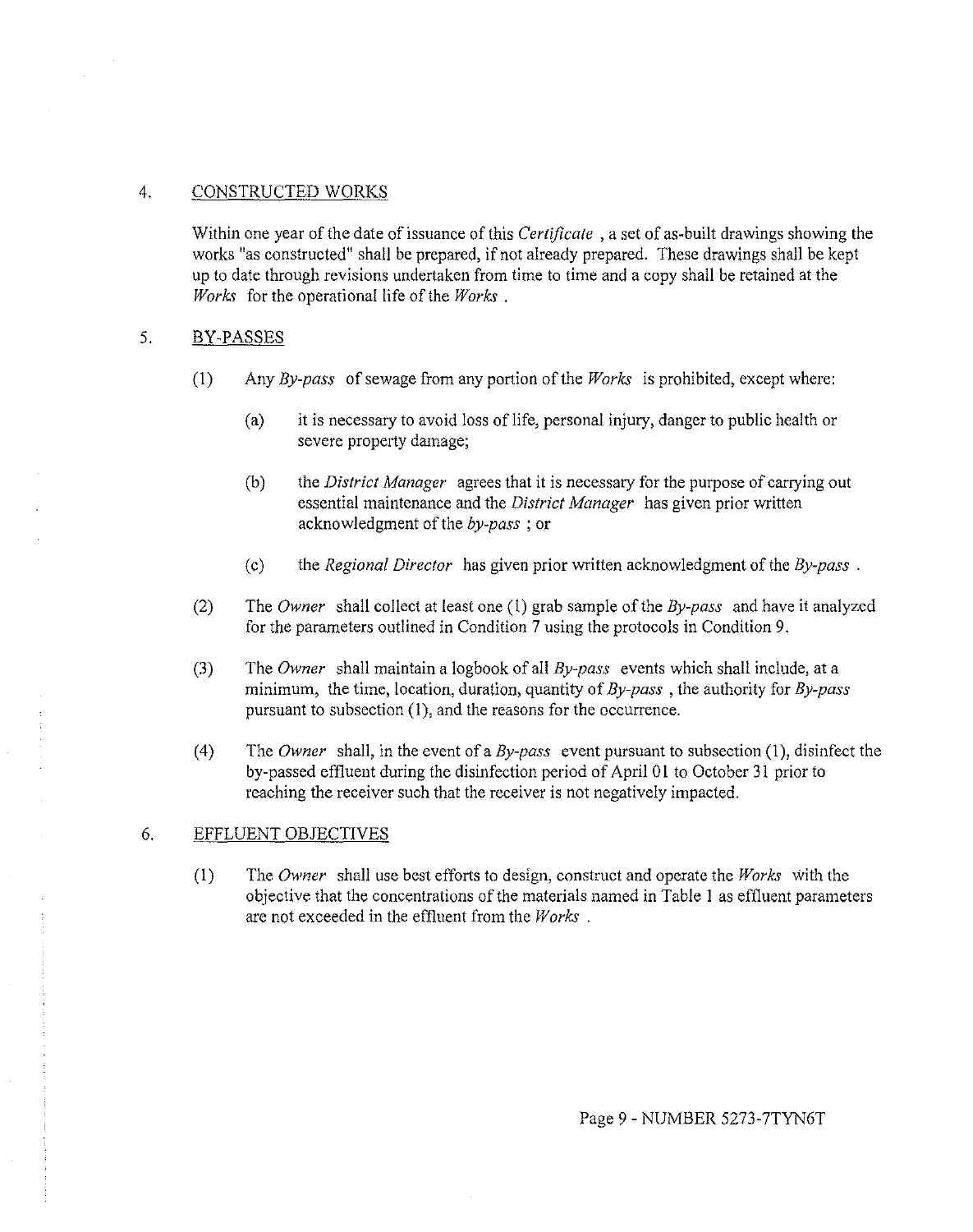4. CONSTRUCTED WORKS

Within one year of the date of issuance of this *Certificate* , a set of as-built drawings showing the works "as constructed" shall be prepared, if not already prepared. These drawings shall be kept up to date through revisions undertaken from time to time and a copy shall be retained at the *Works* for the operational life of the *Works* .

5. BY-PASSES

(1) Any *By-pass* of sewage from any portion of the *Works* is prohibited, except where:

(a) it is necessary to avoid loss of life, personal injury, danger to public health or severe property damage;

(b) the *District Manager* agrees that it is necessary for the purpose of carrying out essential maintenance and the *District Manager* has given prior written acknowledgment of the *by-pass* ; or

(c) the *Regional Director* has given prior written acknowledgment of the *By-pass* .

(2) The *Owner* shall collect at least one (1) grab sample of the *By-pass* and have it analyzed for the parameters outlined in Condition 7 using the protocols in Condition 9.

(3) The *Owner* shall maintain a logbook of all *By-pass* events which shall include, at a minimum, the time, location, duration, quantity of *By-pass* , the authority for *By-pass* pursuant to subsection (1), and the reasons for the occurrence.

(4) The *Owner* shall, in the event of a *By-pass* event pursuant to subsection (1), disinfect the by-passed effluent during the disinfection period of April 01 to October 31 prior to reaching the receiver such that the receiver is not negatively impacted.

6. EFFLUENT OBJECTIVES

(1) The *Owner* shall use best efforts to design, construct and operate the *Works* with the objective that the concentrations of the materials named in Table 1 as effluent parameters are not exceeded in the effluent from the *Works* .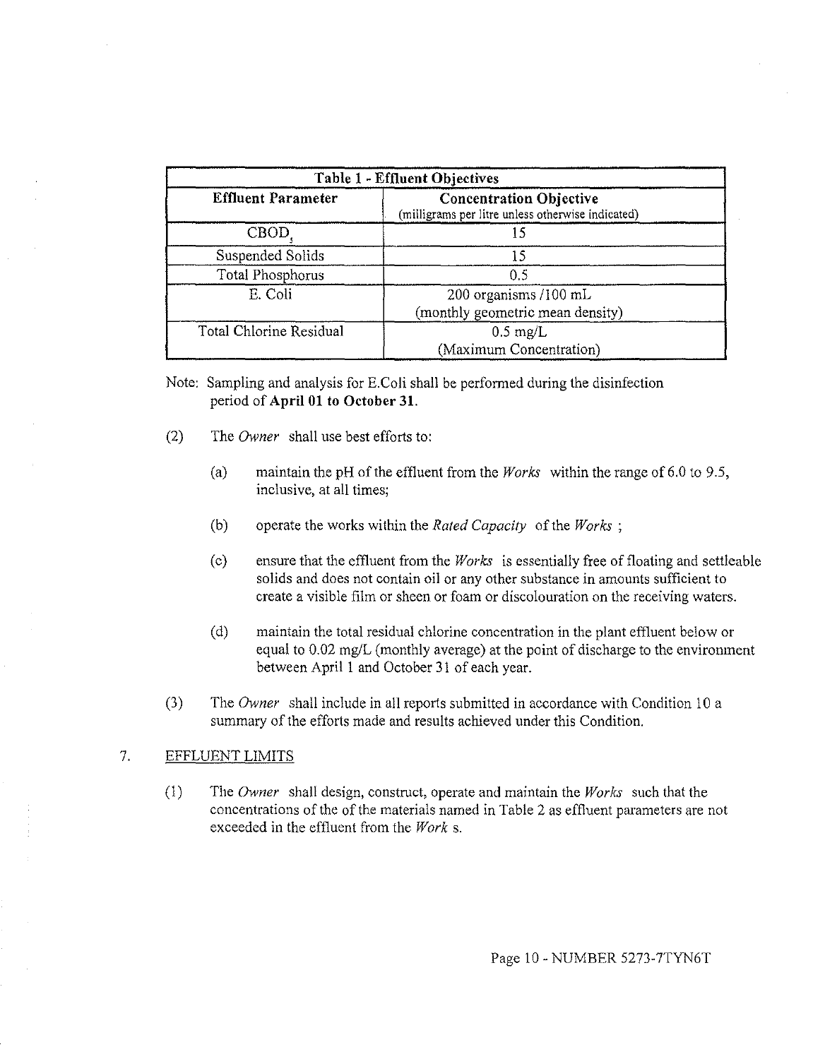| Table 1 - Effluent Objectives | |
|---|---|
| **Effluent Parameter** | **Concentration Objective** (milligrams per litre unless otherwise indicated) |
| $CBOD_5$ | 15 |
| Suspended Solids | 15 |
| Total Phosphorus | 0.5 |
| E. Coli | 200 organisms /100 mL (monthly geometric mean density) |
| Total Chlorine Residual | 0.5 mg/L (Maximum Concentration) |

Note: Sampling and analysis for E.Coli shall be performed during the disinfection period of **April 01 to October 31**.

(2) The *Owner* shall use best efforts to:

(a) maintain the pH of the effluent from the *Works* within the range of 6.0 to 9.5, inclusive, at all times;

(b) operate the works within the *Rated Capacity* of the *Works* ;

(c) ensure that the effluent from the *Works* is essentially free of floating and settleable solids and does not contain oil or any other substance in amounts sufficient to create a visible film or sheen or foam or discolouration on the receiving waters.

(d) maintain the total residual chlorine concentration in the plant effluent below or equal to 0.02 mg/L (monthly average) at the point of discharge to the environment between April 1 and October 31 of each year.

(3) The *Owner* shall include in all reports submitted in accordance with Condition 10 a summary of the efforts made and results achieved under this Condition.

7. EFFLUENT LIMITS

(1) The *Owner* shall design, construct, operate and maintain the *Works* such that the concentrations of the of the materials named in Table 2 as effluent parameters are not exceeded in the effluent from the *Work* s.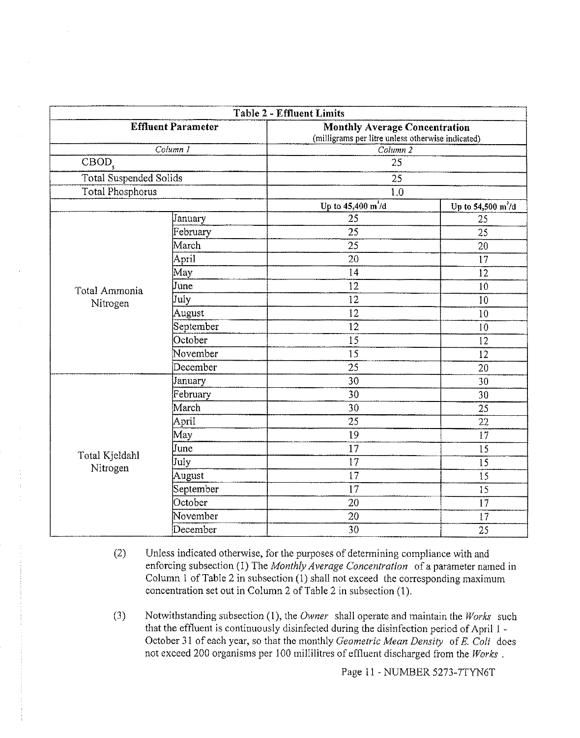| Table 2 - Effluent Limits | | | |
|---|---|---|---|
| **Effluent Parameter** | | **Monthly Average Concentration** (milligrams per litre unless otherwise indicated) | |
| *Column 1* | | *Column 2* | |
| $CBOD_5$ | | 25 | |
| Total Suspended Solids | | 25 | |
| Total Phosphorus | | 1.0 | |
| | | **Up to 45,400 $m^3/d$** | **Up to 54,500 $m^3/d$** |
| Total Ammonia Nitrogen | January | 25 | 25 |
| | February | 25 | 25 |
| | March | 25 | 20 |
| | April | 20 | 17 |
| | May | 14 | 12 |
| | June | 12 | 10 |
| | July | 12 | 10 |
| | August | 12 | 10 |
| | September | 12 | 10 |
| | October | 15 | 12 |
| | November | 15 | 12 |
| | December | 25 | 20 |
| Total Kjeldahl Nitrogen | January | 30 | 30 |
| | February | 30 | 30 |
| | March | 30 | 25 |
| | April | 25 | 22 |
| | May | 19 | 17 |
| | June | 17 | 15 |
| | July | 17 | 15 |
| | August | 17 | 15 |
| | September | 17 | 15 |
| | October | 20 | 17 |
| | November | 20 | 17 |
| | December | 30 | 25 |

(2) Unless indicated otherwise, for the purposes of determining compliance with and enforcing subsection (1) The *Monthly Average Concentration* of a parameter named in Column 1 of Table 2 in subsection (1) shall not exceed the corresponding maximum concentration set out in Column 2 of Table 2 in subsection (1).

(3) Notwithstanding subsection (1), the *Owner* shall operate and maintain the *Works* such that the effluent is continuously disinfected during the disinfection period of April 1 - October 31 of each year, so that the monthly *Geometric Mean Density* of *E. Coli* does not exceed 200 organisms per 100 millilitres of effluent discharged from the *Works* .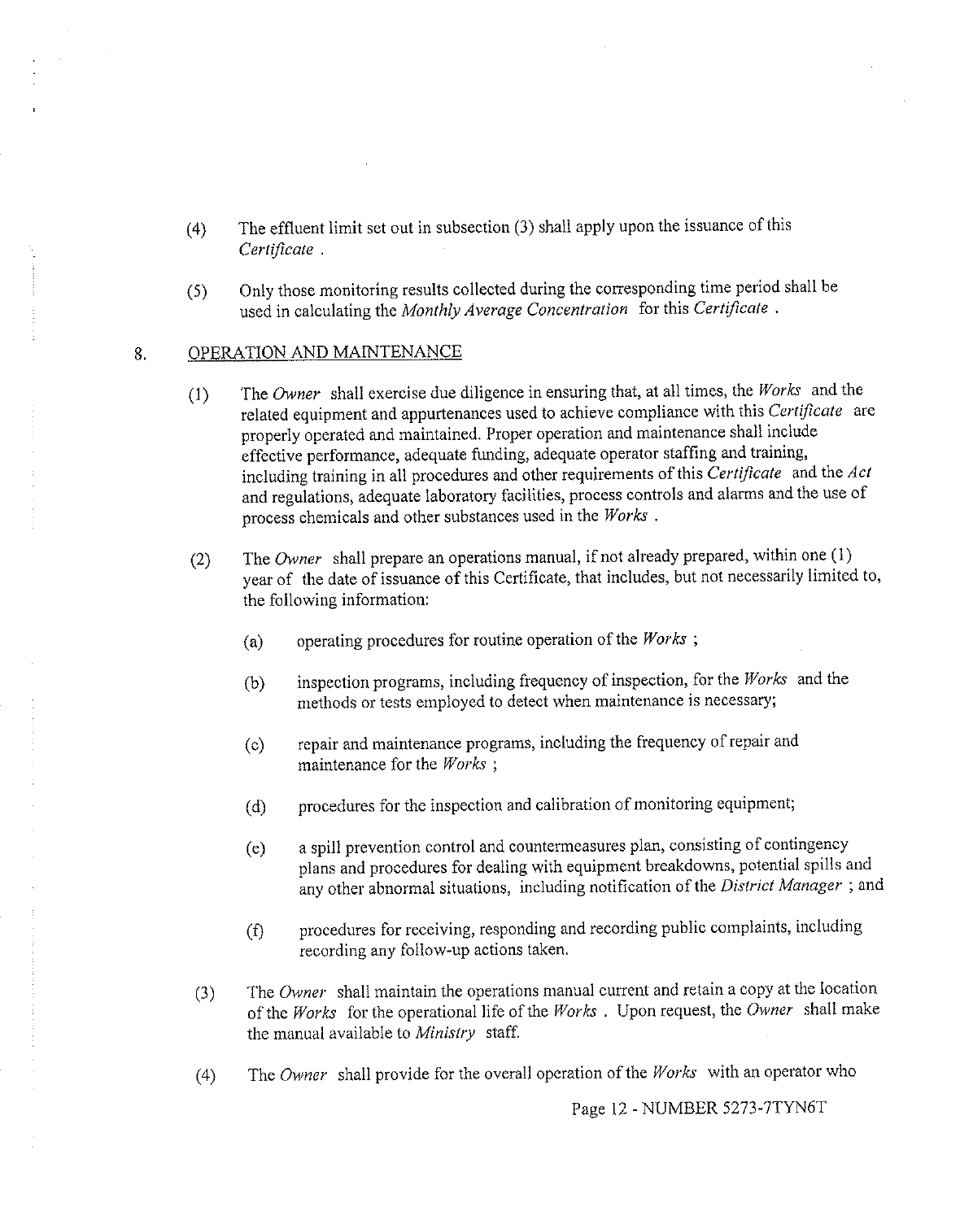(4) The effluent limit set out in subsection (3) shall apply upon the issuance of this *Certificate* .

(5) Only those monitoring results collected during the corresponding time period shall be used in calculating the *Monthly Average Concentration* for this *Certificate* .

## 8. OPERATION AND MAINTENANCE

(1) The *Owner* shall exercise due diligence in ensuring that, at all times, the *Works* and the related equipment and appurtenances used to achieve compliance with this *Certificate* are properly operated and maintained. Proper operation and maintenance shall include effective performance, adequate funding, adequate operator staffing and training, including training in all procedures and other requirements of this *Certificate* and the *Act* and regulations, adequate laboratory facilities, process controls and alarms and the use of process chemicals and other substances used in the *Works* .

(2) The *Owner* shall prepare an operations manual, if not already prepared, within one (1) year of the date of issuance of this Certificate, that includes, but not necessarily limited to, the following information:

(a) operating procedures for routine operation of the *Works* ;

(b) inspection programs, including frequency of inspection, for the *Works* and the methods or tests employed to detect when maintenance is necessary;

(c) repair and maintenance programs, including the frequency of repair and maintenance for the *Works* ;

(d) procedures for the inspection and calibration of monitoring equipment;

(e) a spill prevention control and countermeasures plan, consisting of contingency plans and procedures for dealing with equipment breakdowns, potential spills and any other abnormal situations, including notification of the *District Manager* ; and

(f) procedures for receiving, responding and recording public complaints, including recording any follow-up actions taken.

(3) The *Owner* shall maintain the operations manual current and retain a copy at the location of the *Works* for the operational life of the *Works* . Upon request, the *Owner* shall make the manual available to *Ministry* staff.

(4) The *Owner* shall provide for the overall operation of the *Works* with an operator who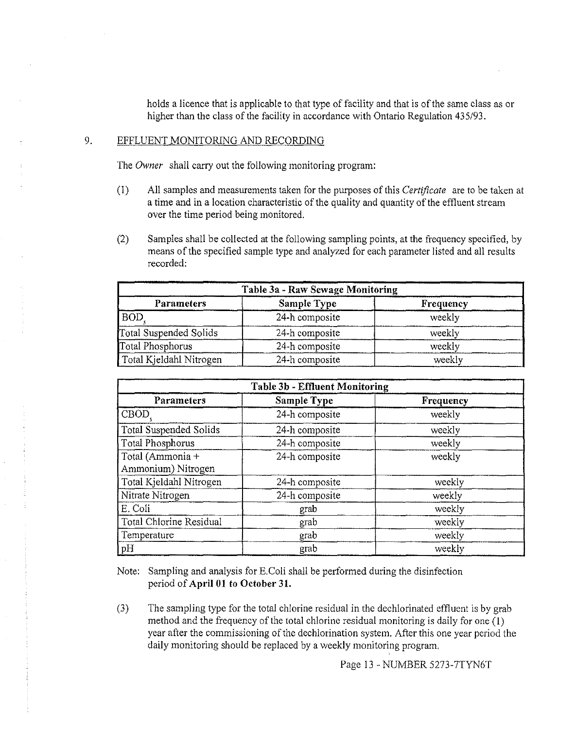holds a licence that is applicable to that type of facility and that is of the same class as or higher than the class of the facility in accordance with Ontario Regulation 435/93.

## 9. EFFLUENT MONITORING AND RECORDING

The *Owner* shall carry out the following monitoring program:

(1) All samples and measurements taken for the purposes of this *Certificate* are to be taken at a time and in a location characteristic of the quality and quantity of the effluent stream over the time period being monitored.

(2) Samples shall be collected at the following sampling points, at the frequency specified, by means of the specified sample type and analyzed for each parameter listed and all results recorded:

| Table 3a - Raw Sewage Monitoring | | |
|---|---|---|
| **Parameters** | **Sample Type** | **Frequency** |
| $BOD_5$ | 24-h composite | weekly |
| Total Suspended Solids | 24-h composite | weekly |
| Total Phosphorus | 24-h composite | weekly |
| Total Kjeldahl Nitrogen | 24-h composite | weekly |

| Table 3b - Effluent Monitoring | | |
|---|---|---|
| **Parameters** | **Sample Type** | **Frequency** |
| $CBOD_5$ | 24-h composite | weekly |
| Total Suspended Solids | 24-h composite | weekly |
| Total Phosphorus | 24-h composite | weekly |
| Total (Ammonia + Ammonium) Nitrogen | 24-h composite | weekly |
| Total Kjeldahl Nitrogen | 24-h composite | weekly |
| Nitrate Nitrogen | 24-h composite | weekly |
| E. Coli | grab | weekly |
| Total Chlorine Residual | grab | weekly |
| Temperature | grab | weekly |
| pH | grab | weekly |

Note: Sampling and analysis for E.Coli shall be performed during the disinfection period of **April 01 to October 31.**

(3) The sampling type for the total chlorine residual in the dechlorinated effluent is by grab method and the frequency of the total chlorine residual monitoring is daily for one (1) year after the commissioning of the dechlorination system. After this one year period the daily monitoring should be replaced by a weekly monitoring program.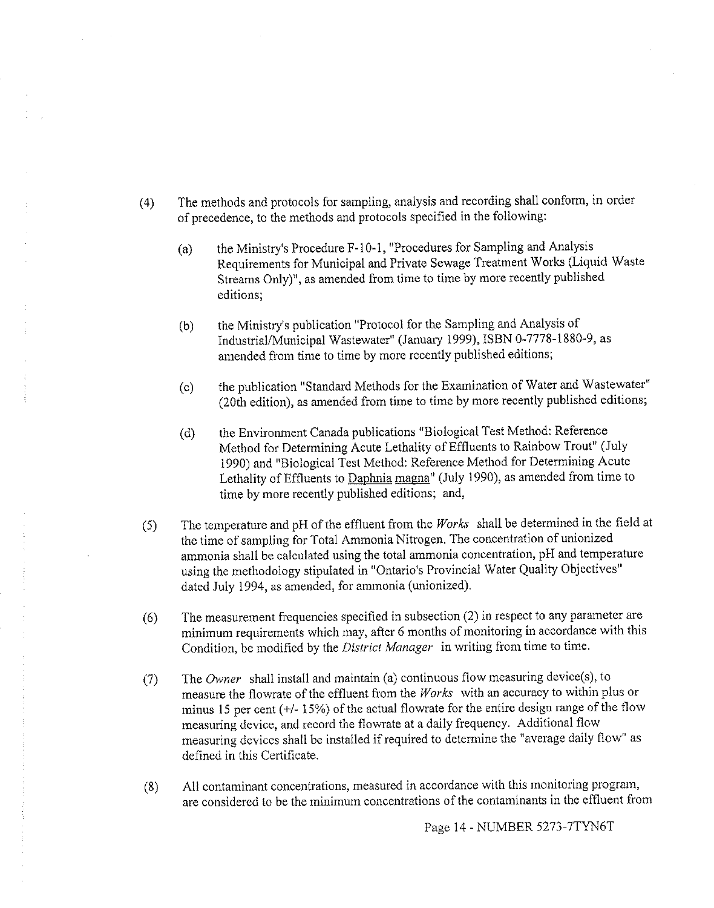(4) The methods and protocols for sampling, analysis and recording shall conform, in order of precedence, to the methods and protocols specified in the following:

   (a) the Ministry's Procedure F-10-1, "Procedures for Sampling and Analysis Requirements for Municipal and Private Sewage Treatment Works (Liquid Waste Streams Only)", as amended from time to time by more recently published editions;

   (b) the Ministry's publication "Protocol for the Sampling and Analysis of Industrial/Municipal Wastewater" (January 1999), ISBN 0-7778-1880-9, as amended from time to time by more recently published editions;

   (c) the publication "Standard Methods for the Examination of Water and Wastewater" (20th edition), as amended from time to time by more recently published editions;

   (d) the Environment Canada publications "Biological Test Method: Reference Method for Determining Acute Lethality of Effluents to Rainbow Trout" (July 1990) and "Biological Test Method: Reference Method for Determining Acute Lethality of Effluents to Daphnia magna" (July 1990), as amended from time to time by more recently published editions; and,

(5) The temperature and pH of the effluent from the *Works* shall be determined in the field at the time of sampling for Total Ammonia Nitrogen. The concentration of unionized ammonia shall be calculated using the total ammonia concentration, pH and temperature using the methodology stipulated in "Ontario's Provincial Water Quality Objectives" dated July 1994, as amended, for ammonia (unionized).

(6) The measurement frequencies specified in subsection (2) in respect to any parameter are minimum requirements which may, after 6 months of monitoring in accordance with this Condition, be modified by the *District Manager* in writing from time to time.

(7) The *Owner* shall install and maintain (a) continuous flow measuring device(s), to measure the flowrate of the effluent from the *Works* with an accuracy to within plus or minus 15 per cent (+/- 15%) of the actual flowrate for the entire design range of the flow measuring device, and record the flowrate at a daily frequency. Additional flow measuring devices shall be installed if required to determine the "average daily flow" as defined in this Certificate.

(8) All contaminant concentrations, measured in accordance with this monitoring program, are considered to be the minimum concentrations of the contaminants in the effluent from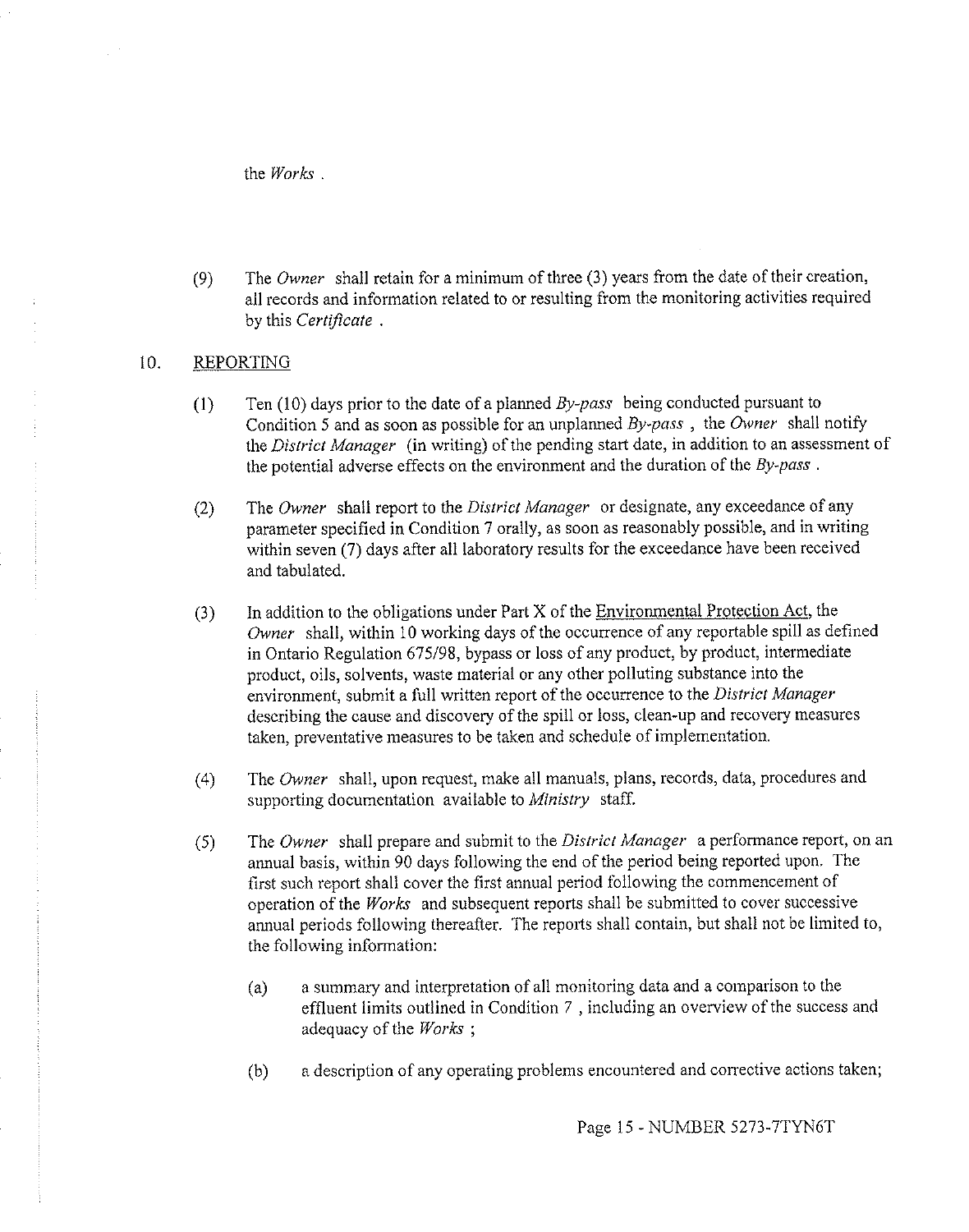the *Works* .

(9) The *Owner* shall retain for a minimum of three (3) years from the date of their creation, all records and information related to or resulting from the monitoring activities required by this *Certificate* .

10. REPORTING

(1) Ten (10) days prior to the date of a planned *By-pass* being conducted pursuant to Condition 5 and as soon as possible for an unplanned *By-pass* , the *Owner* shall notify the *District Manager* (in writing) of the pending start date, in addition to an assessment of the potential adverse effects on the environment and the duration of the *By-pass* .

(2) The *Owner* shall report to the *District Manager* or designate, any exceedance of any parameter specified in Condition 7 orally, as soon as reasonably possible, and in writing within seven (7) days after all laboratory results for the exceedance have been received and tabulated.

(3) In addition to the obligations under Part X of the Environmental Protection Act, the *Owner* shall, within 10 working days of the occurrence of any reportable spill as defined in Ontario Regulation 675/98, bypass or loss of any product, by product, intermediate product, oils, solvents, waste material or any other polluting substance into the environment, submit a full written report of the occurrence to the *District Manager* describing the cause and discovery of the spill or loss, clean-up and recovery measures taken, preventative measures to be taken and schedule of implementation.

(4) The *Owner* shall, upon request, make all manuals, plans, records, data, procedures and supporting documentation available to *Ministry* staff.

(5) The *Owner* shall prepare and submit to the *District Manager* a performance report, on an annual basis, within 90 days following the end of the period being reported upon. The first such report shall cover the first annual period following the commencement of operation of the *Works* and subsequent reports shall be submitted to cover successive annual periods following thereafter. The reports shall contain, but shall not be limited to, the following information:

(a) a summary and interpretation of all monitoring data and a comparison to the effluent limits outlined in Condition 7 , including an overview of the success and adequacy of the *Works* ;

(b) a description of any operating problems encountered and corrective actions taken;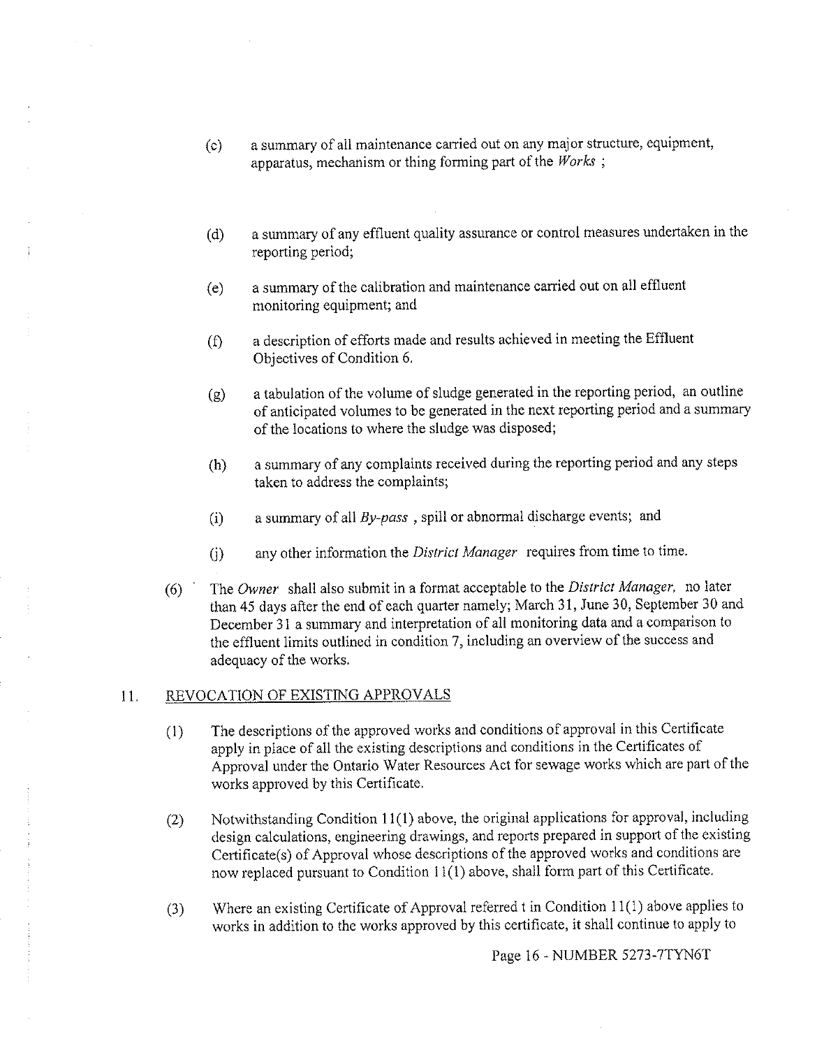(c) a summary of all maintenance carried out on any major structure, equipment, apparatus, mechanism or thing forming part of the *Works* ;

(d) a summary of any effluent quality assurance or control measures undertaken in the reporting period;

(e) a summary of the calibration and maintenance carried out on all effluent monitoring equipment; and

(f) a description of efforts made and results achieved in meeting the Effluent Objectives of Condition 6.

(g) a tabulation of the volume of sludge generated in the reporting period, an outline of anticipated volumes to be generated in the next reporting period and a summary of the locations to where the sludge was disposed;

(h) a summary of any complaints received during the reporting period and any steps taken to address the complaints;

(i) a summary of all *By-pass* , spill or abnormal discharge events; and

(j) any other information the *District Manager* requires from time to time.

(6) The *Owner* shall also submit in a format acceptable to the *District Manager,* no later than 45 days after the end of each quarter namely; March 31, June 30, September 30 and December 31 a summary and interpretation of all monitoring data and a comparison to the effluent limits outlined in condition 7, including an overview of the success and adequacy of the works.

11. REVOCATION OF EXISTING APPROVALS

(1) The descriptions of the approved works and conditions of approval in this Certificate apply in place of all the existing descriptions and conditions in the Certificates of Approval under the Ontario Water Resources Act for sewage works which are part of the works approved by this Certificate.

(2) Notwithstanding Condition 11(1) above, the original applications for approval, including design calculations, engineering drawings, and reports prepared in support of the existing Certificate(s) of Approval whose descriptions of the approved works and conditions are now replaced pursuant to Condition 11(1) above, shall form part of this Certificate.

(3) Where an existing Certificate of Approval referred t in Condition 11(1) above applies to works in addition to the works approved by this certificate, it shall continue to apply to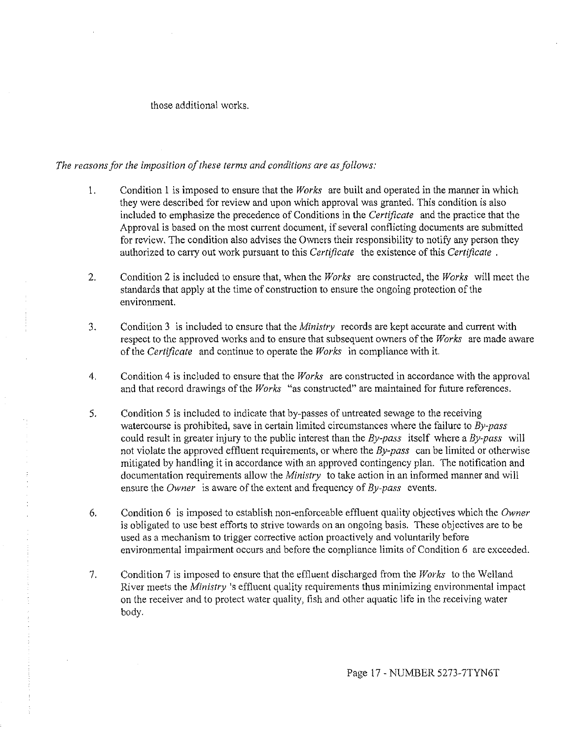those additional works.

*The reasons for the imposition of these terms and conditions are as follows:*

1. Condition 1 is imposed to ensure that the *Works* are built and operated in the manner in which they were described for review and upon which approval was granted. This condition is also included to emphasize the precedence of Conditions in the *Certificate* and the practice that the Approval is based on the most current document, if several conflicting documents are submitted for review. The condition also advises the Owners their responsibility to notify any person they authorized to carry out work pursuant to this *Certificate* the existence of this *Certificate* .

2. Condition 2 is included to ensure that, when the *Works* are constructed, the *Works* will meet the standards that apply at the time of construction to ensure the ongoing protection of the environment.

3. Condition 3 is included to ensure that the *Ministry* records are kept accurate and current with respect to the approved works and to ensure that subsequent owners of the *Works* are made aware of the *Certificate* and continue to operate the *Works* in compliance with it.

4. Condition 4 is included to ensure that the *Works* are constructed in accordance with the approval and that record drawings of the *Works* "as constructed" are maintained for future references.

5. Condition 5 is included to indicate that by-passes of untreated sewage to the receiving watercourse is prohibited, save in certain limited circumstances where the failure to *By-pass* could result in greater injury to the public interest than the *By-pass* itself where a *By-pass* will not violate the approved effluent requirements, or where the *By-pass* can be limited or otherwise mitigated by handling it in accordance with an approved contingency plan. The notification and documentation requirements allow the *Ministry* to take action in an informed manner and will ensure the *Owner* is aware of the extent and frequency of *By-pass* events.

6. Condition 6 is imposed to establish non-enforceable effluent quality objectives which the *Owner* is obligated to use best efforts to strive towards on an ongoing basis. These objectives are to be used as a mechanism to trigger corrective action proactively and voluntarily before environmental impairment occurs and before the compliance limits of Condition 6 are exceeded.

7. Condition 7 is imposed to ensure that the effluent discharged from the *Works* to the Welland River meets the *Ministry* 's effluent quality requirements thus minimizing environmental impact on the receiver and to protect water quality, fish and other aquatic life in the receiving water body.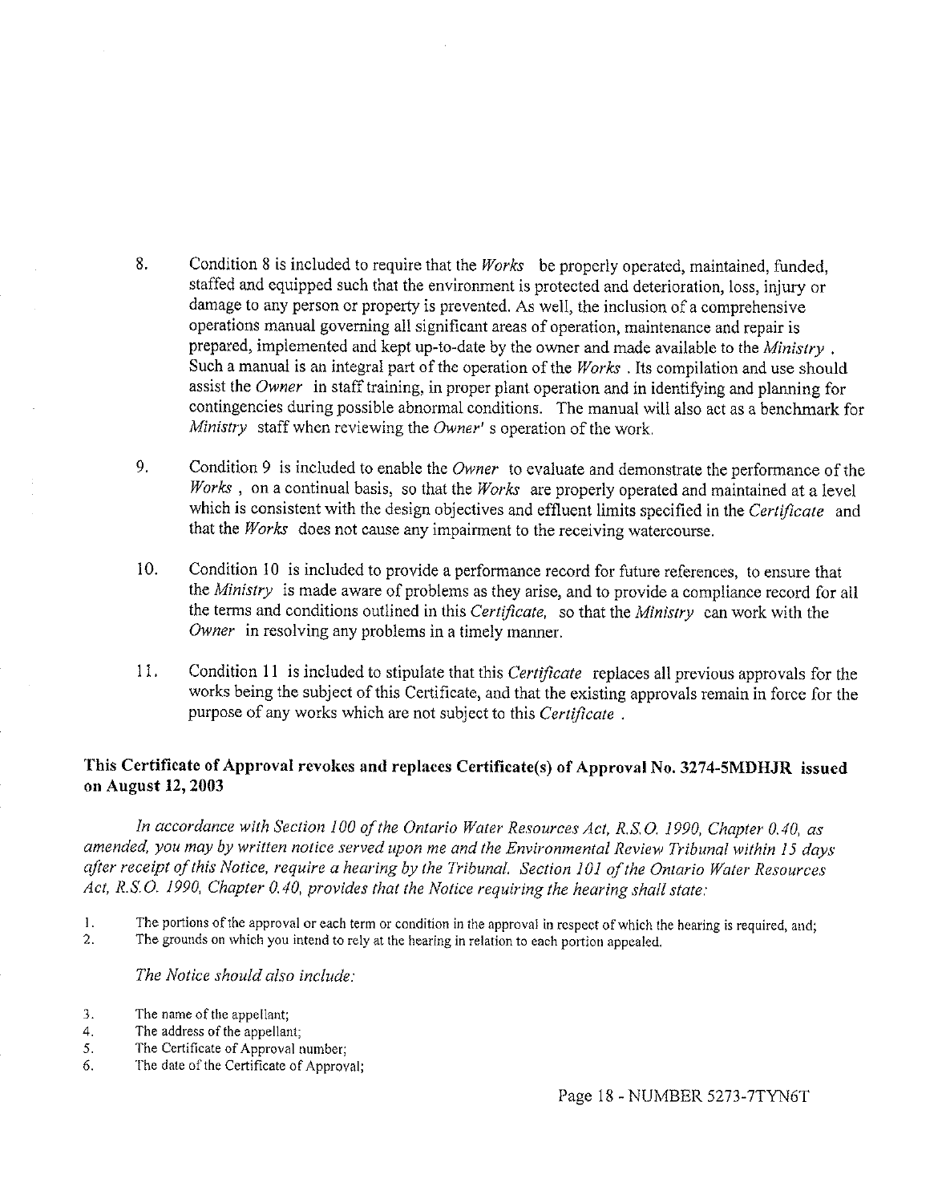8. Condition 8 is included to require that the *Works* be properly operated, maintained, funded, staffed and equipped such that the environment is protected and deterioration, loss, injury or damage to any person or property is prevented. As well, the inclusion of a comprehensive operations manual governing all significant areas of operation, maintenance and repair is prepared, implemented and kept up-to-date by the owner and made available to the *Ministry* . Such a manual is an integral part of the operation of the *Works* . Its compilation and use should assist the *Owner* in staff training, in proper plant operation and in identifying and planning for contingencies during possible abnormal conditions. The manual will also act as a benchmark for *Ministry* staff when reviewing the *Owner*' s operation of the work.

9. Condition 9 is included to enable the *Owner* to evaluate and demonstrate the performance of the *Works* , on a continual basis, so that the *Works* are properly operated and maintained at a level which is consistent with the design objectives and effluent limits specified in the *Certificate* and that the *Works* does not cause any impairment to the receiving watercourse.

10. Condition 10 is included to provide a performance record for future references, to ensure that the *Ministry* is made aware of problems as they arise, and to provide a compliance record for all the terms and conditions outlined in this *Certificate,* so that the *Ministry* can work with the *Owner* in resolving any problems in a timely manner.

11. Condition 11 is included to stipulate that this *Certificate* replaces all previous approvals for the works being the subject of this Certificate, and that the existing approvals remain in force for the purpose of any works which are not subject to this *Certificate* .

**This Certificate of Approval revokes and replaces Certificate(s) of Approval No. 3274-5MDHJR issued on August 12, 2003**

*In accordance with Section 100 of the Ontario Water Resources Act, R.S.O. 1990, Chapter 0.40, as amended, you may by written notice served upon me and the Environmental Review Tribunal within 15 days after receipt of this Notice, require a hearing by the Tribunal. Section 101 of the Ontario Water Resources Act, R.S.O. 1990, Chapter 0.40, provides that the Notice requiring the hearing shall state:*

1. The portions of the approval or each term or condition in the approval in respect of which the hearing is required, and;
2. The grounds on which you intend to rely at the hearing in relation to each portion appealed.

*The Notice should also include:*

3. The name of the appellant;
4. The address of the appellant;
5. The Certificate of Approval number;
6. The date of the Certificate of Approval;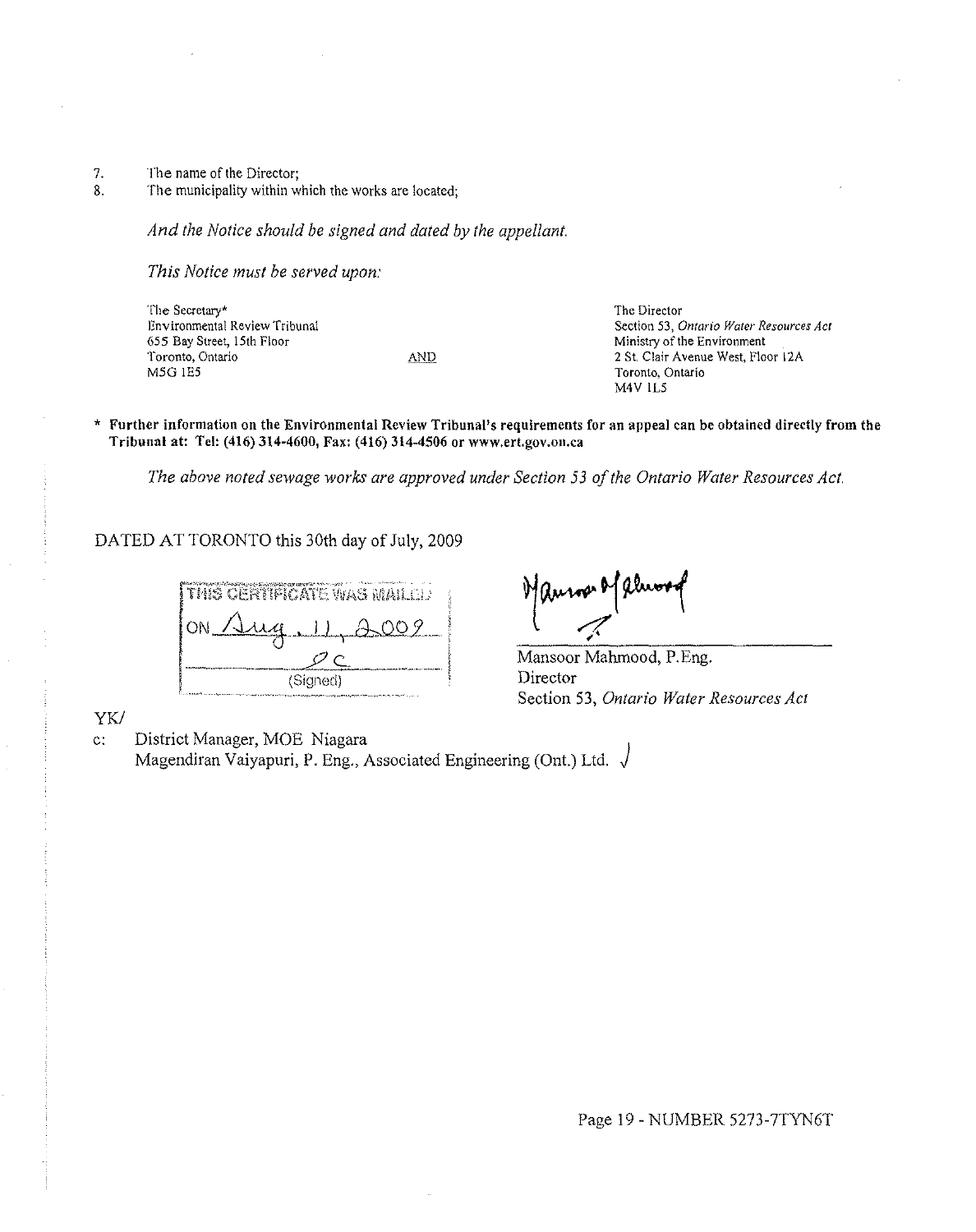7. The name of the Director;
8. The municipality within which the works are located;

*And the Notice should be signed and dated by the appellant.*

*This Notice must be served upon:*

| | | |
|---|---|---|
| The Secretary*<br>Environmental Review Tribunal<br>655 Bay Street, 15th Floor<br>Toronto, Ontario<br>M5G 1E5 | AND | The Director<br>Section 53, *Ontario Water Resources Act*<br>Ministry of the Environment<br>2 St. Clair Avenue West, Floor 12A<br>Toronto, Ontario<br>M4V 1L5 |

**\* Further information on the Environmental Review Tribunal's requirements for an appeal can be obtained directly from the Tribunal at: Tel: (416) 314-4600, Fax: (416) 314-4506 or www.ert.gov.on.ca**

*The above noted sewage works are approved under Section 53 of the Ontario Water Resources Act.*

DATED AT TORONTO this 30th day of July, 2009

THIS CERTIFICATE WAS MAILED
ON Aug. 11, 2009
(Signed)

Mansoor Mahmood, P.Eng.
Director
Section 53, *Ontario Water Resources Act*

YK/

c: District Manager, MOE Niagara
Magendiran Vaiyapuri, P. Eng., Associated Engineering (Ont.) Ltd.